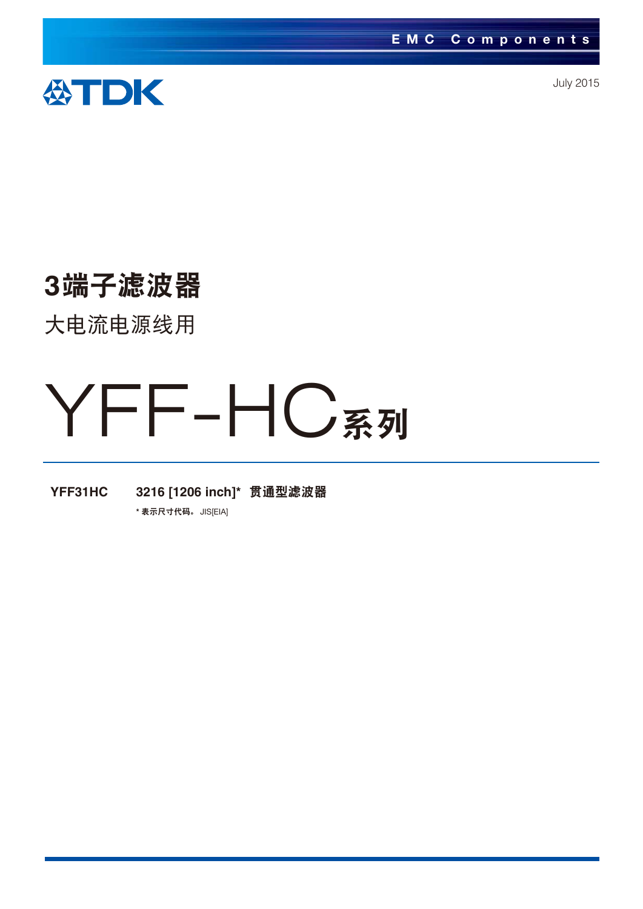EMC Components

TDK

July 2015

# 3端子滤波器

## 大电流电源线用

# YFF-HC系列

**YFF31HC** **3216 [1206 inch]* 贯通型滤波器**

* 表示尺寸代码。 JIS[EIA]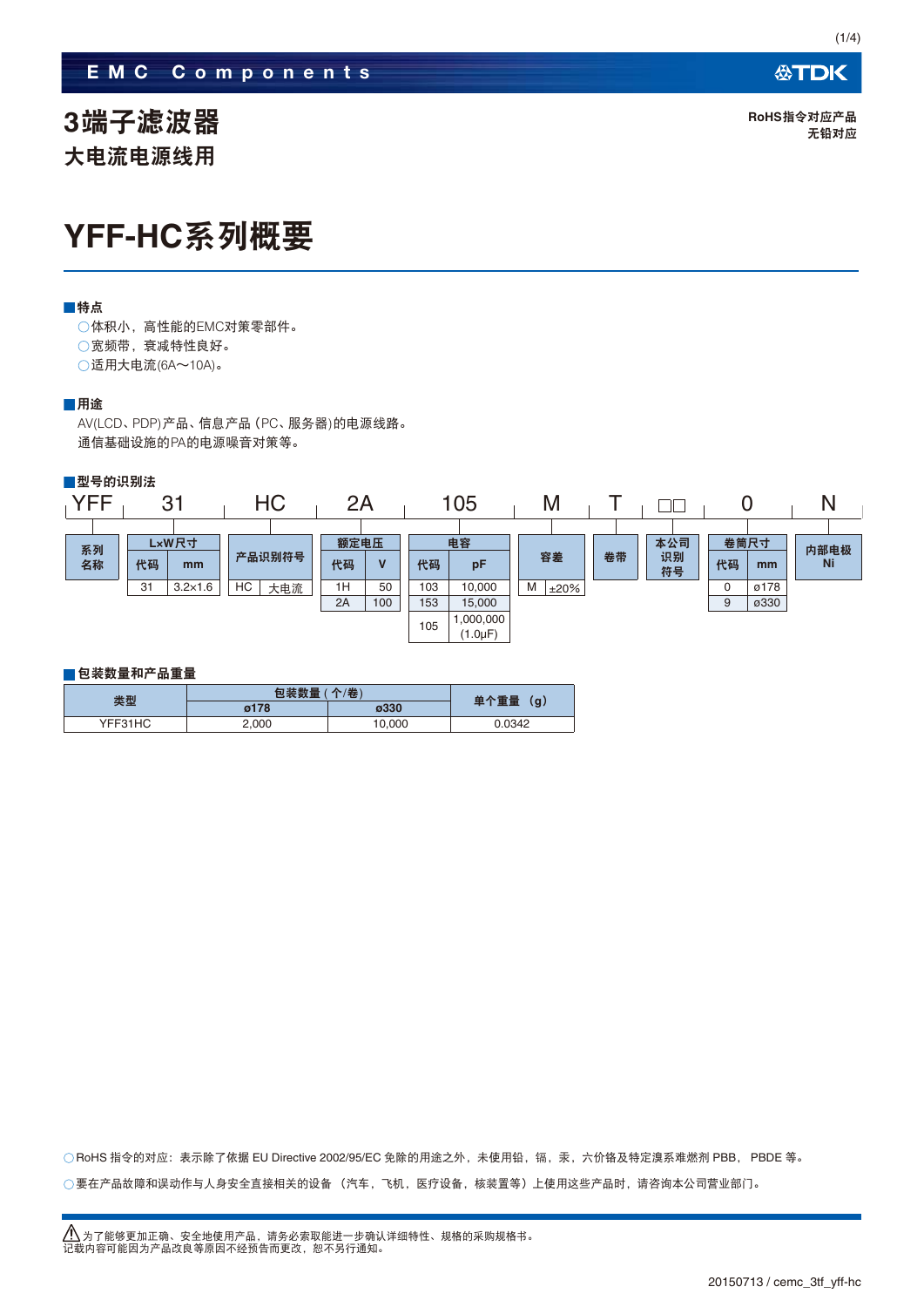EMC Components

# 3端子滤波器

## 大电流电源线用

RoHS指令对应产品
无铅对应

# YFF-HC系列概要

### ■特点

○体积小、高性能的EMC对策零部件。
○宽频带，衰减特性良好。
○适用大电流(6A～10A)。

### ■用途

AV(LCD、PDP)产品、信息产品（PC、服务器)的电源线路。
通信基础设施的PA的电源噪音对策等。

### ■型号的识别法

YFF 31 HC 2A 105 M T □□ 0 N

| 系列名称 |
|---|
| YFF |

| L×W尺寸 | |
|---|---|
| 代码 | mm |
| 31 | 3.2×1.6 |

| 产品识别符号 | |
|---|---|
| HC | 大电流 |

| 额定电压 | |
|---|---|
| 代码 | V |
| 1H | 50 |
| 2A | 100 |

| 电容 | |
|---|---|
| 代码 | pF |
| 103 | 10,000 |
| 153 | 15,000 |
| 105 | 1,000,000 (1.0μF) |

| 容差 | |
|---|---|
| M | ±20% |

卷带：T

本公司识别符号：□□

| 卷筒尺寸 | |
|---|---|
| 代码 | mm |
| 0 | ø178 |
| 9 | ø330 |

内部电极：Ni

### ■包装数量和产品重量

| 类型 | 包装数量（个/卷） | | 单个重量（g） |
|---|---|---|---|
| | ø178 | ø330 | |
| YFF31HC | 2,000 | 10,000 | 0.0342 |

○RoHS 指令的对应：表示除了依据 EU Directive 2002/95/EC 免除的用途之外，未使用铅，镉，汞，六价铬及特定溴系难燃剂 PBB，PBDE 等。

○要在产品故障和误动作与人身安全直接相关的设备（汽车，飞机，医疗设备，核装置等）上使用这些产品时，请咨询本公司营业部门。

⚠为了能够更加正确、安全地使用产品，请务必索取能进一步确认详细特性、规格的采购规格书。
记载内容可能因为产品改良等原因不经预告而更改，恕不另行通知。

20150713 / cemc_3tf_yff-hc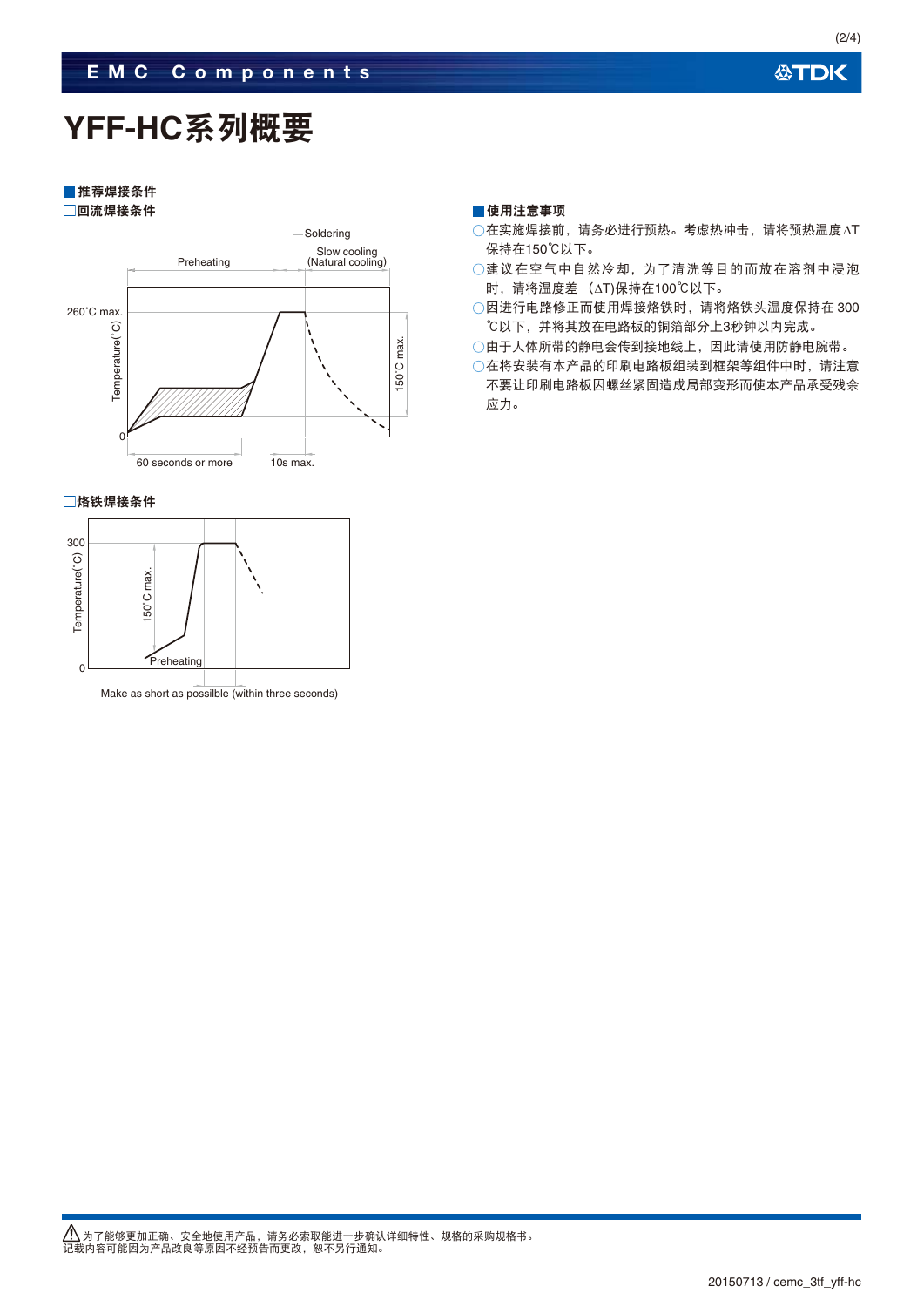# YFF-HC系列概要

## ■推荐焊接条件

### □回流焊接条件

Soldering

Preheating

Slow cooling
(Natural cooling)

260˚C max.

Temperature(˚C)

150˚C max.

0

60 seconds or more

10s max.

### □烙铁焊接条件

300

Temperature(˚C)

150˚C max.

Preheating

0

Make as short as possilble (within three seconds)

## ■使用注意事项

- ○在实施焊接前，请务必进行预热。考虑热冲击，请将预热温度ΔT保持在150℃以下。
- ○建议在空气中自然冷却，为了清洗等目的而放在溶剂中浸泡时，请将温度差（ΔT)保持在100℃以下。
- ○因进行电路修正而使用焊接烙铁时，请将烙铁头温度保持在 300℃以下，并将其放在电路板的铜箔部分上3秒钟以内完成。
- ○由于人体所带的静电会传到接地线上，因此请使用防静电腕带。
- ○在将安装有本产品的印刷电路板组装到框架等组件中时，请注意不要让印刷电路板因螺丝紧固造成局部变形而使本产品承受残余应力。

⚠为了能够更加正确、安全地使用产品，请务必索取能进一步确认详细特性、规格的采购规格书。
记载内容可能因为产品改良等原因不经预告而更改，恕不另行通知。

20150713 / cemc_3tf_yff-hc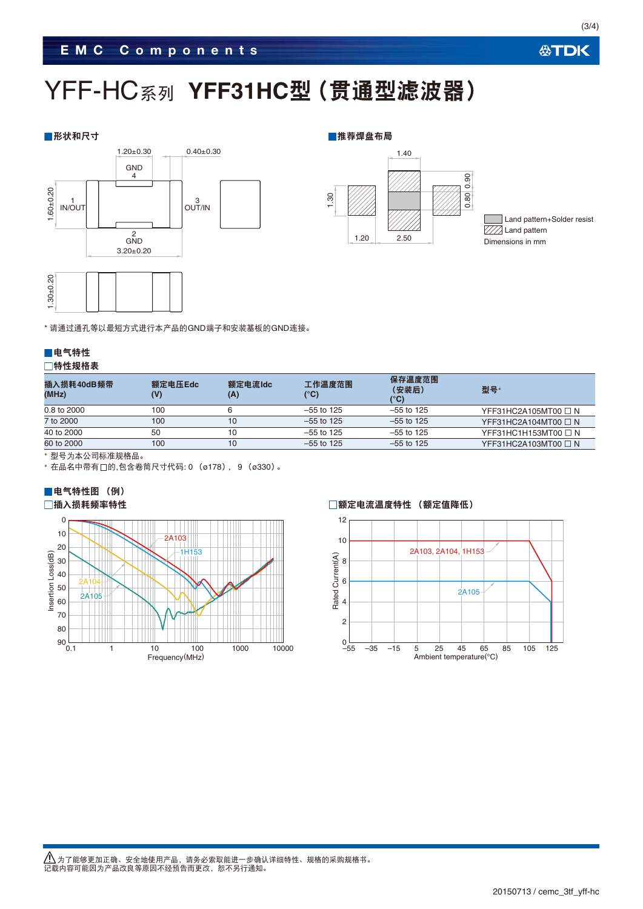# YFF-HC系列 YFF31HC型（贯通型滤波器）

## ■形状和尺寸

1.20±0.30　0.40±0.30

GND 4

1 IN/OUT　3 OUT/IN

1.60±0.20

2 GND

3.20±0.20

1.30±0.20

## ■推荐焊盘布局

1.40

1.30　0.90　0.80

1.20　2.50

Land pattern+Solder resist
Land pattern
Dimensions in mm

* 请通过通孔等以最短方式进行本产品的GND端子和安装基板的GND连接。

## ■电气特性

### □特性规格表

| 插入损耗40dB频带 (MHz) | 额定电压Edc (V) | 额定电流Idc (A) | 工作温度范围 (°C) | 保存温度范围（安装后）(°C) | 型号* |
|---|---|---|---|---|---|
| 0.8 to 2000 | 100 | 6 | –55 to 125 | –55 to 125 | YFF31HC2A105MT00 □ N |
| 7 to 2000 | 100 | 10 | –55 to 125 | –55 to 125 | YFF31HC2A104MT00 □ N |
| 40 to 2000 | 50 | 10 | –55 to 125 | –55 to 125 | YFF31HC1H153MT00 □ N |
| 60 to 2000 | 100 | 10 | –55 to 125 | –55 to 125 | YFF31HC2A103MT00 □ N |

* 型号为本公司标准规格品。
* 在品名中带有□的,包含卷筒尺寸代码: 0 （ø178）， 9 （ø330）。

## ■电气特性图 （例）

### □插入损耗频率特性

Insertion Loss(dB) 0–90; Frequency(MHz) 0.1–10000; curves: 2A103, 1H153, 2A104, 2A105

### □额定电流温度特性 （额定值降低）

Rated Current(A) 0–12; Ambient temperature(°C) –55–125; curves: 2A103, 2A104, 1H153; 2A105

⚠为了能够更加正确、安全地使用产品，请务必索取能进一步确认详细特性、规格的采购规格书。
记载内容可能因为产品改良等原因不经预告而更改，恕不另行通知。

20150713 / cemc_3tf_yff-hc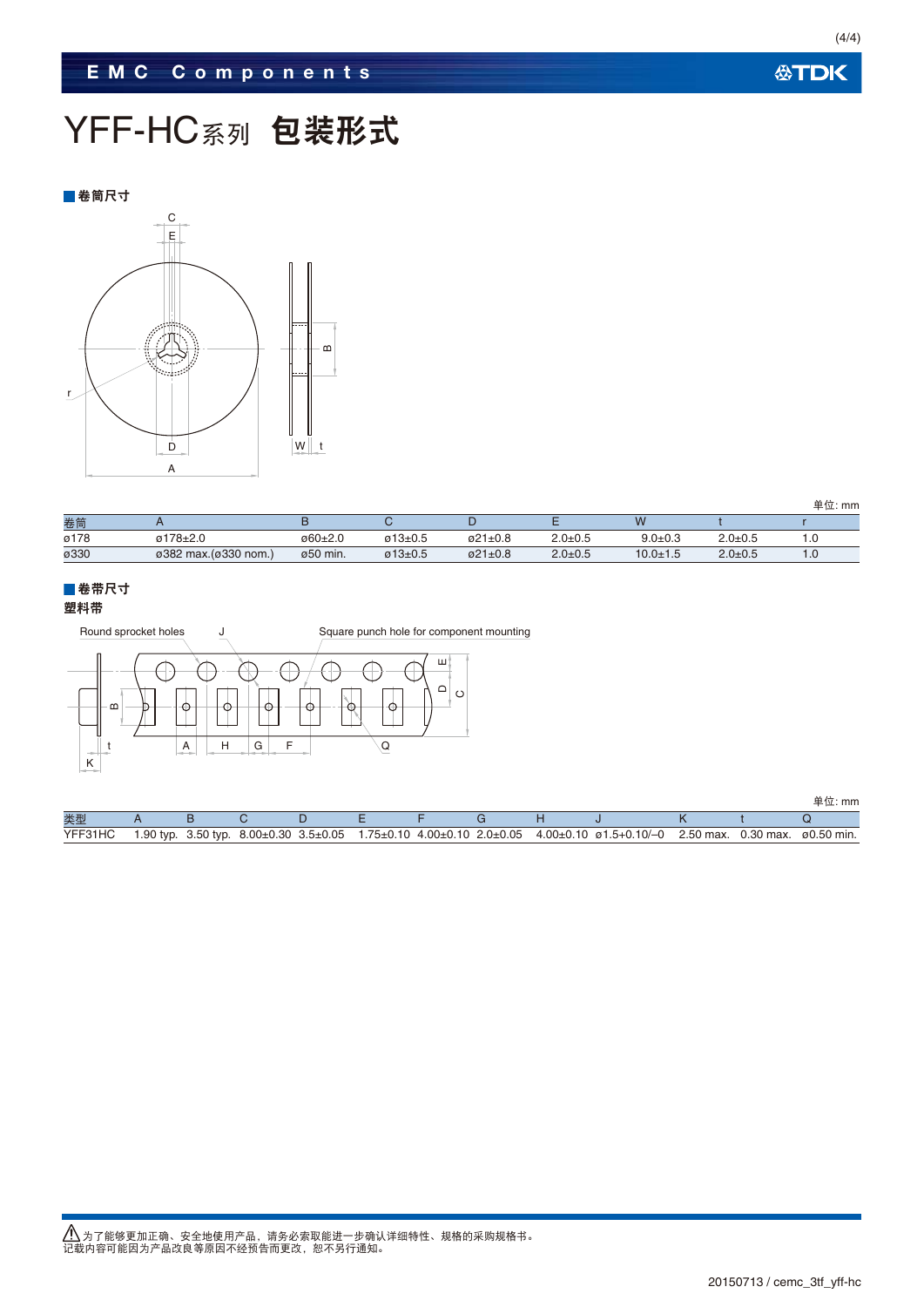# YFF-HC系列 包装形式

## ■卷筒尺寸

C
E
B
r
D
A
W
t

单位: mm

| 卷筒 | A | B | C | D | E | W | t | r |
|---|---|---|---|---|---|---|---|---|
| ø178 | ø178±2.0 | ø60±2.0 | ø13±0.5 | ø21±0.8 | 2.0±0.5 | 9.0±0.3 | 2.0±0.5 | 1.0 |
| ø330 | ø382 max.(ø330 nom.) | ø50 min. | ø13±0.5 | ø21±0.8 | 2.0±0.5 | 10.0±1.5 | 2.0±0.5 | 1.0 |

## ■卷带尺寸

**塑料带**

Round sprocket holes
J
Square punch hole for component mounting
E
D
C
B
t
K
A
H
G
F
Q

单位: mm

| 类型 | A | B | C | D | E | F | G | H | J | K | t | Q |
|---|---|---|---|---|---|---|---|---|---|---|---|---|
| YFF31HC | 1.90 typ. | 3.50 typ. | 8.00±0.30 | 3.5±0.05 | 1.75±0.10 | 4.00±0.10 | 2.0±0.05 | 4.00±0.10 | ø1.5+0.10/–0 | 2.50 max. | 0.30 max. | ø0.50 min. |

⚠为了能够更加正确、安全地使用产品，请务必索取能进一步确认详细特性、规格的采购规格书。
记载内容可能因为产品改良等原因不经预告而更改，恕不另行通知。

20150713 / cemc_3tf_yff-hc